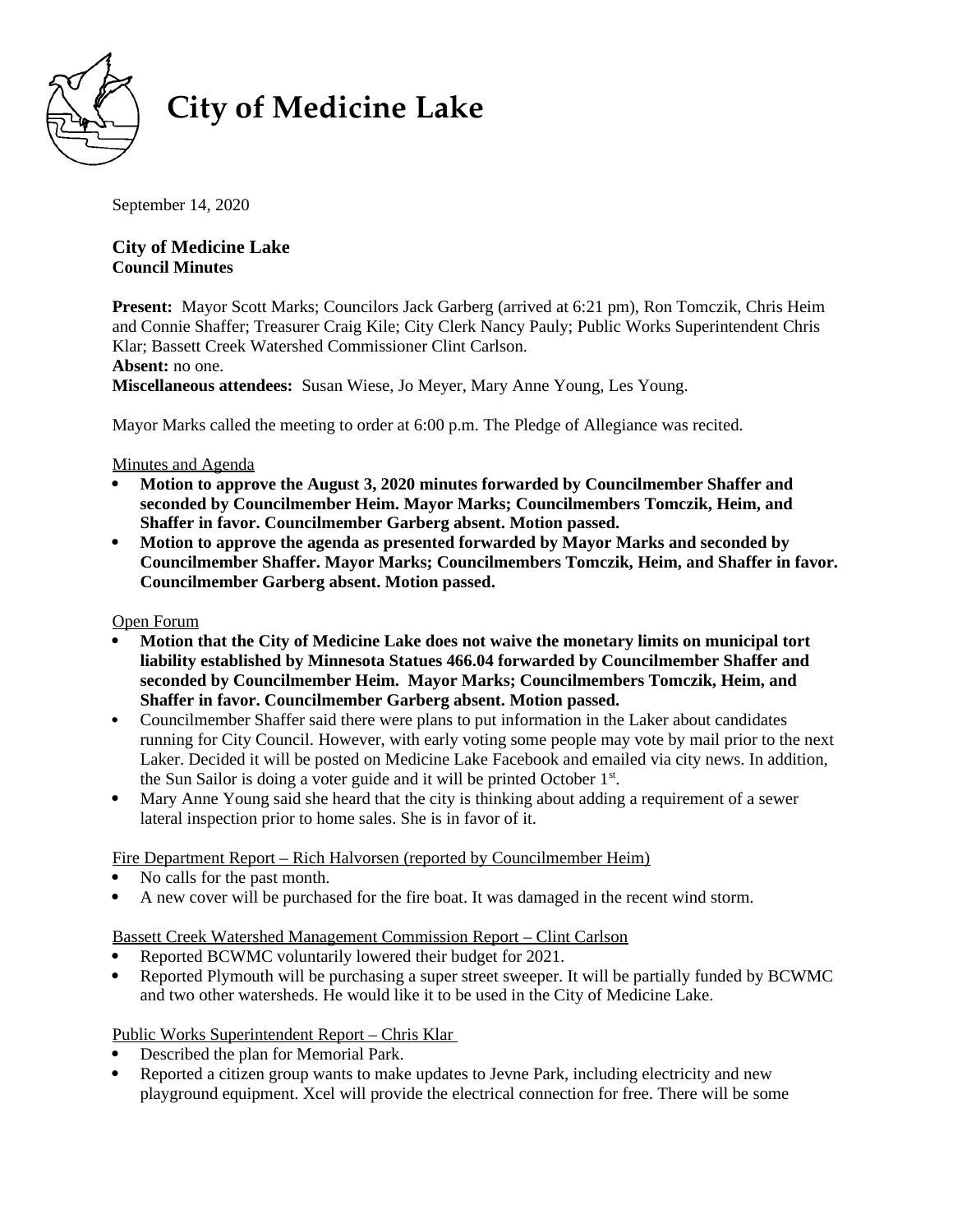# City of Medicine Lake

September 14, 2020

## City of Medicine Lake
**Council Minutes**

**Present:** Mayor Scott Marks; Councilors Jack Garberg (arrived at 6:21 pm), Ron Tomczik, Chris Heim and Connie Shaffer; Treasurer Craig Kile; City Clerk Nancy Pauly; Public Works Superintendent Chris Klar; Bassett Creek Watershed Commissioner Clint Carlson.
**Absent:** no one.
**Miscellaneous attendees:** Susan Wiese, Jo Meyer, Mary Anne Young, Les Young.

Mayor Marks called the meeting to order at 6:00 p.m. The Pledge of Allegiance was recited.

Minutes and Agenda

- **Motion to approve the August 3, 2020 minutes forwarded by Councilmember Shaffer and seconded by Councilmember Heim. Mayor Marks; Councilmembers Tomczik, Heim, and Shaffer in favor. Councilmember Garberg absent. Motion passed.**
- **Motion to approve the agenda as presented forwarded by Mayor Marks and seconded by Councilmember Shaffer. Mayor Marks; Councilmembers Tomczik, Heim, and Shaffer in favor. Councilmember Garberg absent. Motion passed.**

Open Forum

- **Motion that the City of Medicine Lake does not waive the monetary limits on municipal tort liability established by Minnesota Statues 466.04 forwarded by Councilmember Shaffer and seconded by Councilmember Heim. Mayor Marks; Councilmembers Tomczik, Heim, and Shaffer in favor. Councilmember Garberg absent. Motion passed.**
- Councilmember Shaffer said there were plans to put information in the Laker about candidates running for City Council. However, with early voting some people may vote by mail prior to the next Laker. Decided it will be posted on Medicine Lake Facebook and emailed via city news. In addition, the Sun Sailor is doing a voter guide and it will be printed October 1st.
- Mary Anne Young said she heard that the city is thinking about adding a requirement of a sewer lateral inspection prior to home sales. She is in favor of it.

Fire Department Report – Rich Halvorsen (reported by Councilmember Heim)

- No calls for the past month.
- A new cover will be purchased for the fire boat. It was damaged in the recent wind storm.

Bassett Creek Watershed Management Commission Report – Clint Carlson

- Reported BCWMC voluntarily lowered their budget for 2021.
- Reported Plymouth will be purchasing a super street sweeper. It will be partially funded by BCWMC and two other watersheds. He would like it to be used in the City of Medicine Lake.

Public Works Superintendent Report – Chris Klar

- Described the plan for Memorial Park.
- Reported a citizen group wants to make updates to Jevne Park, including electricity and new playground equipment. Xcel will provide the electrical connection for free. There will be some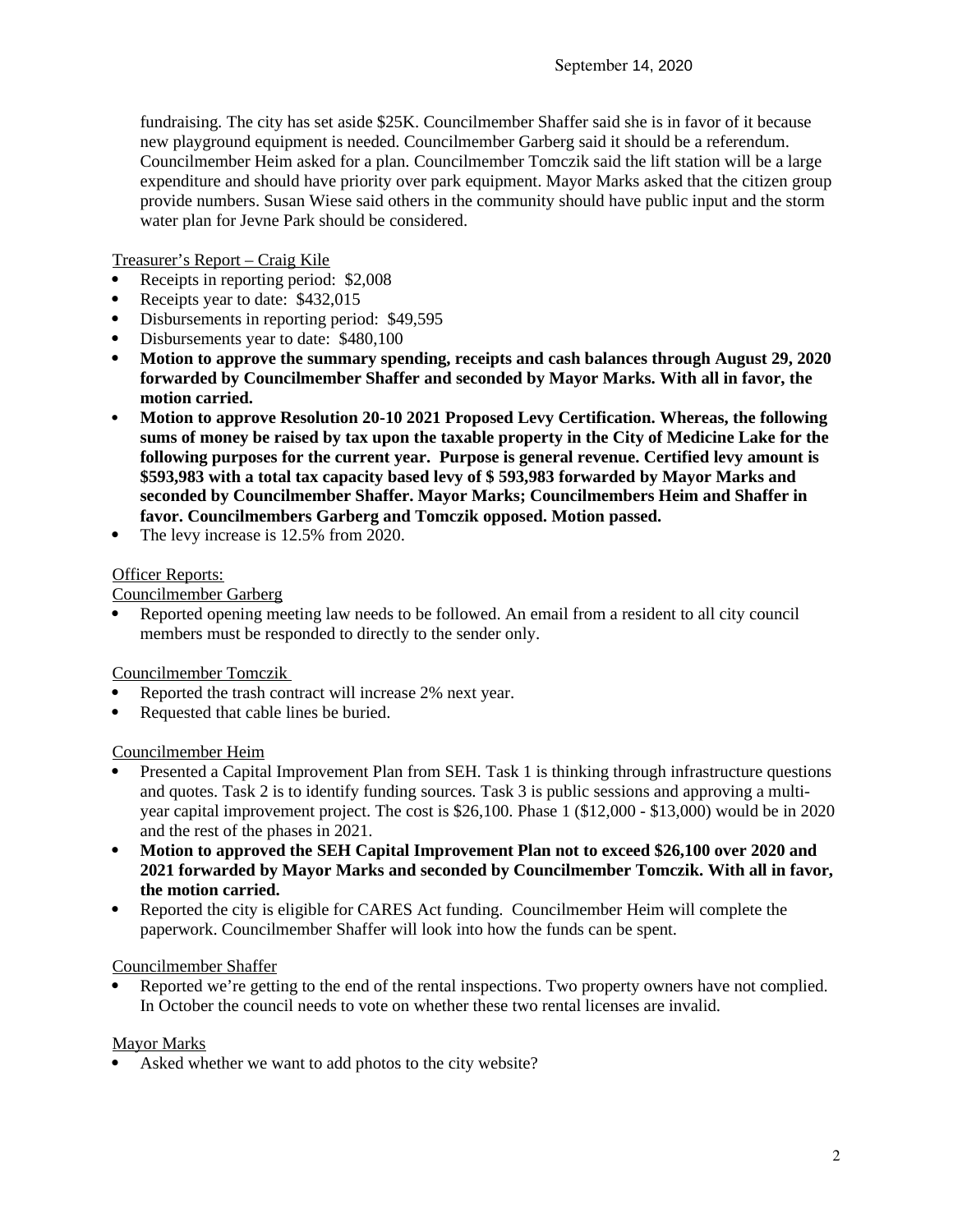fundraising. The city has set aside $25K. Councilmember Shaffer said she is in favor of it because new playground equipment is needed. Councilmember Garberg said it should be a referendum. Councilmember Heim asked for a plan. Councilmember Tomczik said the lift station will be a large expenditure and should have priority over park equipment. Mayor Marks asked that the citizen group provide numbers. Susan Wiese said others in the community should have public input and the storm water plan for Jevne Park should be considered.

Treasurer's Report – Craig Kile

- Receipts in reporting period: $2,008
- Receipts year to date: $432,015
- Disbursements in reporting period: $49,595
- Disbursements year to date: $480,100
- **Motion to approve the summary spending, receipts and cash balances through August 29, 2020 forwarded by Councilmember Shaffer and seconded by Mayor Marks. With all in favor, the motion carried.**
- **Motion to approve Resolution 20-10 2021 Proposed Levy Certification. Whereas, the following sums of money be raised by tax upon the taxable property in the City of Medicine Lake for the following purposes for the current year. Purpose is general revenue. Certified levy amount is $593,983 with a total tax capacity based levy of $ 593,983 forwarded by Mayor Marks and seconded by Councilmember Shaffer. Mayor Marks; Councilmembers Heim and Shaffer in favor. Councilmembers Garberg and Tomczik opposed. Motion passed.**
- The levy increase is 12.5% from 2020.

Officer Reports:

Councilmember Garberg

- Reported opening meeting law needs to be followed. An email from a resident to all city council members must be responded to directly to the sender only.

Councilmember Tomczik

- Reported the trash contract will increase 2% next year.
- Requested that cable lines be buried.

Councilmember Heim

- Presented a Capital Improvement Plan from SEH. Task 1 is thinking through infrastructure questions and quotes. Task 2 is to identify funding sources. Task 3 is public sessions and approving a multi-year capital improvement project. The cost is $26,100. Phase 1 ($12,000 - $13,000) would be in 2020 and the rest of the phases in 2021.
- **Motion to approved the SEH Capital Improvement Plan not to exceed $26,100 over 2020 and 2021 forwarded by Mayor Marks and seconded by Councilmember Tomczik. With all in favor, the motion carried.**
- Reported the city is eligible for CARES Act funding. Councilmember Heim will complete the paperwork. Councilmember Shaffer will look into how the funds can be spent.

Councilmember Shaffer

- Reported we're getting to the end of the rental inspections. Two property owners have not complied. In October the council needs to vote on whether these two rental licenses are invalid.

Mayor Marks

- Asked whether we want to add photos to the city website?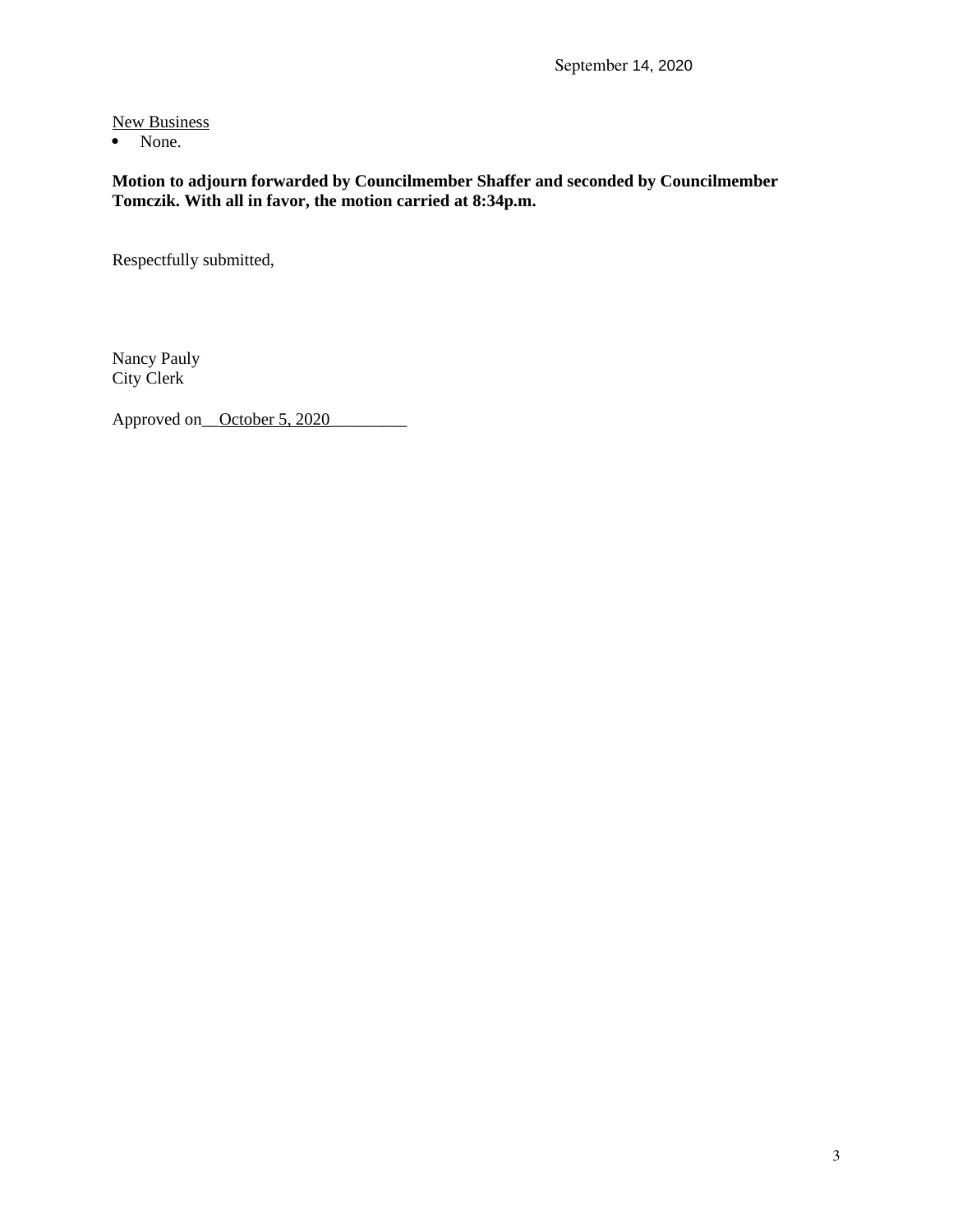New Business

- None.

**Motion to adjourn forwarded by Councilmember Shaffer and seconded by Councilmember Tomczik. With all in favor, the motion carried at 8:34p.m.**

Respectfully submitted,

Nancy Pauly
City Clerk

Approved on__October 5, 2020_________